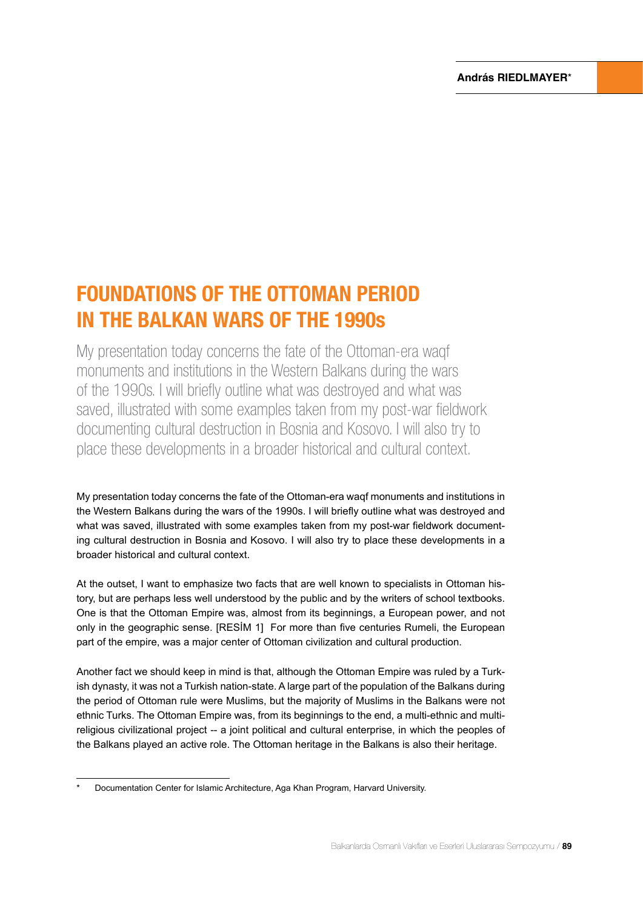**András RIEDLMAYER***

# FOUNDATIONS OF THE OTTOMAN PERIOD IN THE BALKAN WARS OF THE 1990s

My presentation today concerns the fate of the Ottoman-era waqf monuments and institutions in the Western Balkans during the wars of the 1990s. I will briefly outline what was destroyed and what was saved, illustrated with some examples taken from my post-war fieldwork documenting cultural destruction in Bosnia and Kosovo. I will also try to place these developments in a broader historical and cultural context.

My presentation today concerns the fate of the Ottoman-era waqf monuments and institutions in the Western Balkans during the wars of the 1990s. I will briefly outline what was destroyed and what was saved, illustrated with some examples taken from my post-war fieldwork documenting cultural destruction in Bosnia and Kosovo. I will also try to place these developments in a broader historical and cultural context.

At the outset, I want to emphasize two facts that are well known to specialists in Ottoman history, but are perhaps less well understood by the public and by the writers of school textbooks. One is that the Ottoman Empire was, almost from its beginnings, a European power, and not only in the geographic sense. [RESİM 1] For more than five centuries Rumeli, the European part of the empire, was a major center of Ottoman civilization and cultural production.

Another fact we should keep in mind is that, although the Ottoman Empire was ruled by a Turkish dynasty, it was not a Turkish nation-state. A large part of the population of the Balkans during the period of Ottoman rule were Muslims, but the majority of Muslims in the Balkans were not ethnic Turks. The Ottoman Empire was, from its beginnings to the end, a multi-ethnic and multi-religious civilizational project -- a joint political and cultural enterprise, in which the peoples of the Balkans played an active role. The Ottoman heritage in the Balkans is also their heritage.

---

* Documentation Center for Islamic Architecture, Aga Khan Program, Harvard University.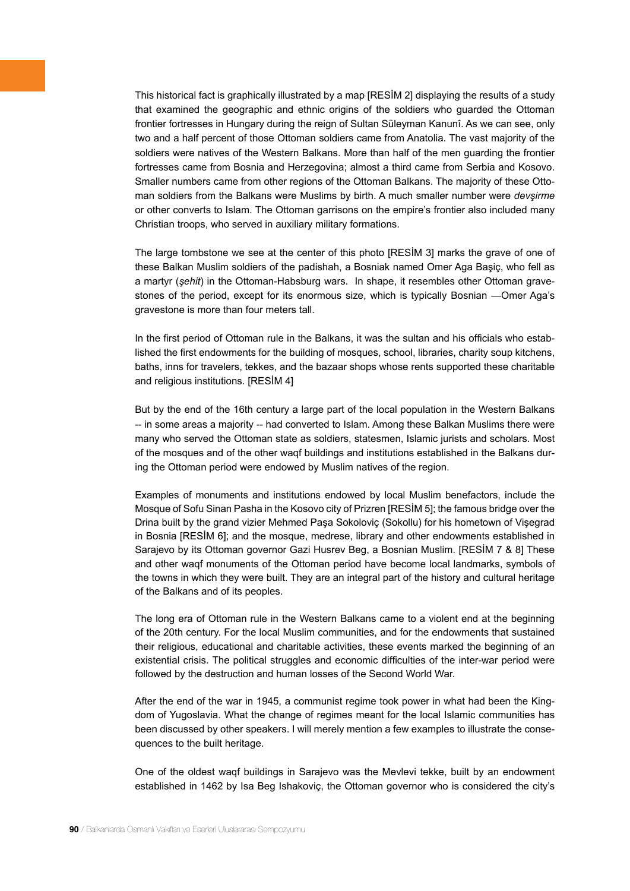This historical fact is graphically illustrated by a map [RESİM 2] displaying the results of a study that examined the geographic and ethnic origins of the soldiers who guarded the Ottoman frontier fortresses in Hungary during the reign of Sultan Süleyman Kanunî. As we can see, only two and a half percent of those Ottoman soldiers came from Anatolia. The vast majority of the soldiers were natives of the Western Balkans. More than half of the men guarding the frontier fortresses came from Bosnia and Herzegovina; almost a third came from Serbia and Kosovo. Smaller numbers came from other regions of the Ottoman Balkans. The majority of these Ottoman soldiers from the Balkans were Muslims by birth. A much smaller number were *devşirme* or other converts to Islam. The Ottoman garrisons on the empire's frontier also included many Christian troops, who served in auxiliary military formations.

The large tombstone we see at the center of this photo [RESİM 3] marks the grave of one of these Balkan Muslim soldiers of the padishah, a Bosniak named Omer Aga Başiç, who fell as a martyr (*şehit*) in the Ottoman-Habsburg wars. In shape, it resembles other Ottoman gravestones of the period, except for its enormous size, which is typically Bosnian —Omer Aga's gravestone is more than four meters tall.

In the first period of Ottoman rule in the Balkans, it was the sultan and his officials who established the first endowments for the building of mosques, school, libraries, charity soup kitchens, baths, inns for travelers, tekkes, and the bazaar shops whose rents supported these charitable and religious institutions. [RESİM 4]

But by the end of the 16th century a large part of the local population in the Western Balkans -- in some areas a majority -- had converted to Islam. Among these Balkan Muslims there were many who served the Ottoman state as soldiers, statesmen, Islamic jurists and scholars. Most of the mosques and of the other waqf buildings and institutions established in the Balkans during the Ottoman period were endowed by Muslim natives of the region.

Examples of monuments and institutions endowed by local Muslim benefactors, include the Mosque of Sofu Sinan Pasha in the Kosovo city of Prizren [RESİM 5]; the famous bridge over the Drina built by the grand vizier Mehmed Paşa Sokoloviç (Sokollu) for his hometown of Vişegrad in Bosnia [RESİM 6]; and the mosque, medrese, library and other endowments established in Sarajevo by its Ottoman governor Gazi Husrev Beg, a Bosnian Muslim. [RESİM 7 & 8] These and other waqf monuments of the Ottoman period have become local landmarks, symbols of the towns in which they were built. They are an integral part of the history and cultural heritage of the Balkans and of its peoples.

The long era of Ottoman rule in the Western Balkans came to a violent end at the beginning of the 20th century. For the local Muslim communities, and for the endowments that sustained their religious, educational and charitable activities, these events marked the beginning of an existential crisis. The political struggles and economic difficulties of the inter-war period were followed by the destruction and human losses of the Second World War.

After the end of the war in 1945, a communist regime took power in what had been the Kingdom of Yugoslavia. What the change of regimes meant for the local Islamic communities has been discussed by other speakers. I will merely mention a few examples to illustrate the consequences to the built heritage.

One of the oldest waqf buildings in Sarajevo was the Mevlevi tekke, built by an endowment established in 1462 by Isa Beg Ishakoviç, the Ottoman governor who is considered the city's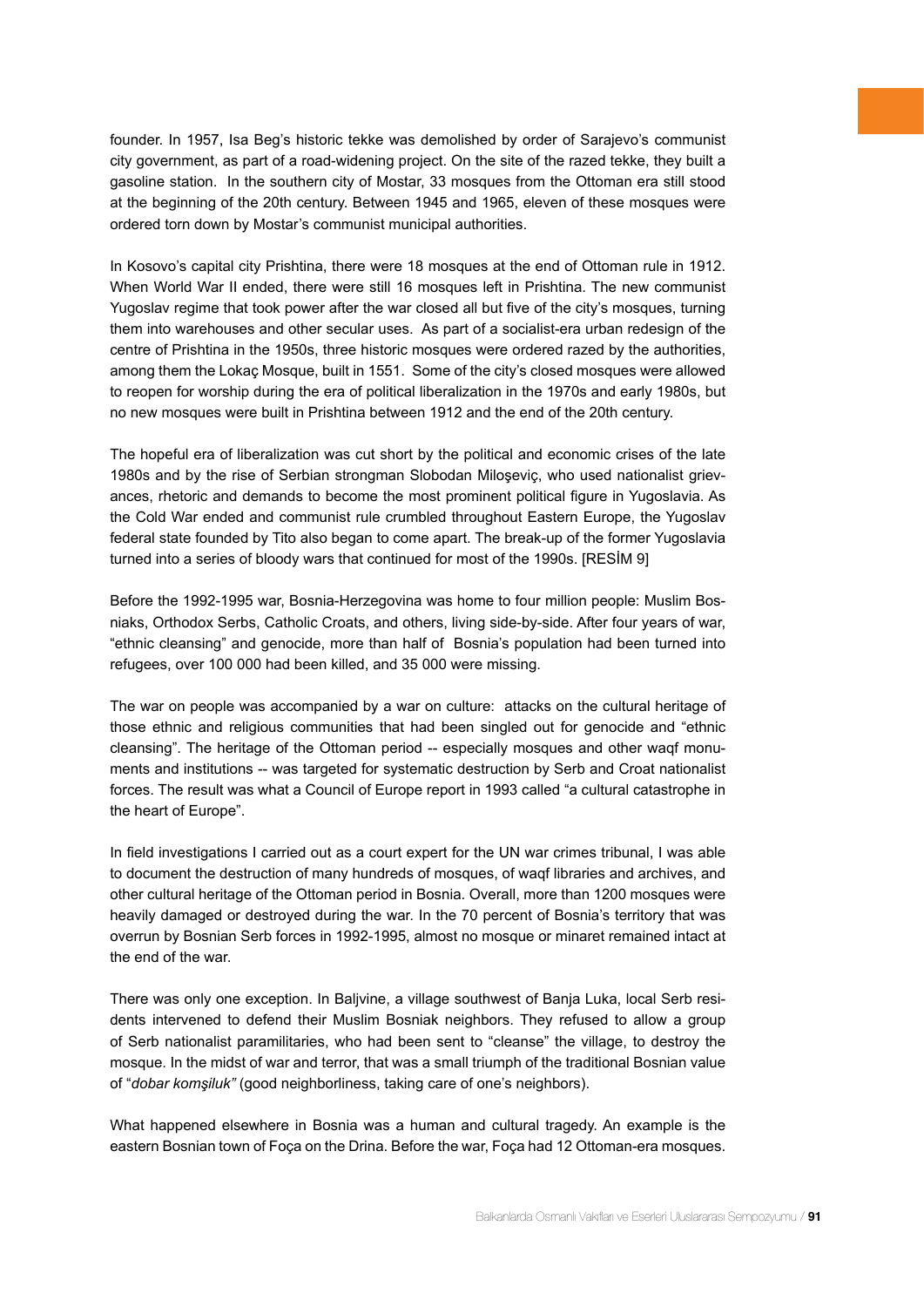founder. In 1957, Isa Beg's historic tekke was demolished by order of Sarajevo's communist city government, as part of a road-widening project. On the site of the razed tekke, they built a gasoline station. In the southern city of Mostar, 33 mosques from the Ottoman era still stood at the beginning of the 20th century. Between 1945 and 1965, eleven of these mosques were ordered torn down by Mostar's communist municipal authorities.

In Kosovo's capital city Prishtina, there were 18 mosques at the end of Ottoman rule in 1912. When World War II ended, there were still 16 mosques left in Prishtina. The new communist Yugoslav regime that took power after the war closed all but five of the city's mosques, turning them into warehouses and other secular uses. As part of a socialist-era urban redesign of the centre of Prishtina in the 1950s, three historic mosques were ordered razed by the authorities, among them the Lokaç Mosque, built in 1551. Some of the city's closed mosques were allowed to reopen for worship during the era of political liberalization in the 1970s and early 1980s, but no new mosques were built in Prishtina between 1912 and the end of the 20th century.

The hopeful era of liberalization was cut short by the political and economic crises of the late 1980s and by the rise of Serbian strongman Slobodan Miloşeviç, who used nationalist grievances, rhetoric and demands to become the most prominent political figure in Yugoslavia. As the Cold War ended and communist rule crumbled throughout Eastern Europe, the Yugoslav federal state founded by Tito also began to come apart. The break-up of the former Yugoslavia turned into a series of bloody wars that continued for most of the 1990s. [RESİM 9]

Before the 1992-1995 war, Bosnia-Herzegovina was home to four million people: Muslim Bosniaks, Orthodox Serbs, Catholic Croats, and others, living side-by-side. After four years of war, "ethnic cleansing" and genocide, more than half of Bosnia's population had been turned into refugees, over 100 000 had been killed, and 35 000 were missing.

The war on people was accompanied by a war on culture: attacks on the cultural heritage of those ethnic and religious communities that had been singled out for genocide and "ethnic cleansing". The heritage of the Ottoman period -- especially mosques and other waqf monuments and institutions -- was targeted for systematic destruction by Serb and Croat nationalist forces. The result was what a Council of Europe report in 1993 called "a cultural catastrophe in the heart of Europe".

In field investigations I carried out as a court expert for the UN war crimes tribunal, I was able to document the destruction of many hundreds of mosques, of waqf libraries and archives, and other cultural heritage of the Ottoman period in Bosnia. Overall, more than 1200 mosques were heavily damaged or destroyed during the war. In the 70 percent of Bosnia's territory that was overrun by Bosnian Serb forces in 1992-1995, almost no mosque or minaret remained intact at the end of the war.

There was only one exception. In Baljvine, a village southwest of Banja Luka, local Serb residents intervened to defend their Muslim Bosniak neighbors. They refused to allow a group of Serb nationalist paramilitaries, who had been sent to "cleanse" the village, to destroy the mosque. In the midst of war and terror, that was a small triumph of the traditional Bosnian value of "*dobar komşiluk"* (good neighborliness, taking care of one's neighbors).

What happened elsewhere in Bosnia was a human and cultural tragedy. An example is the eastern Bosnian town of Foça on the Drina. Before the war, Foça had 12 Ottoman-era mosques.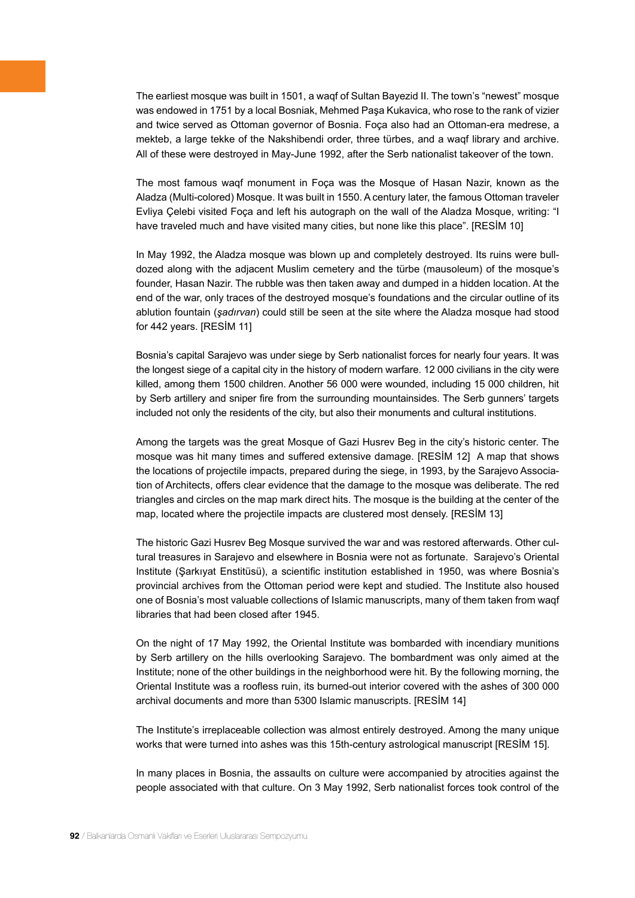The earliest mosque was built in 1501, a waqf of Sultan Bayezid II. The town's "newest" mosque was endowed in 1751 by a local Bosniak, Mehmed Paşa Kukavica, who rose to the rank of vizier and twice served as Ottoman governor of Bosnia. Foça also had an Ottoman-era medrese, a mekteb, a large tekke of the Nakshibendi order, three türbes, and a waqf library and archive. All of these were destroyed in May-June 1992, after the Serb nationalist takeover of the town.

The most famous waqf monument in Foça was the Mosque of Hasan Nazir, known as the Aladza (Multi-colored) Mosque. It was built in 1550. A century later, the famous Ottoman traveler Evliya Çelebi visited Foça and left his autograph on the wall of the Aladza Mosque, writing: "I have traveled much and have visited many cities, but none like this place". [RESİM 10]

In May 1992, the Aladza mosque was blown up and completely destroyed. Its ruins were bull-dozed along with the adjacent Muslim cemetery and the türbe (mausoleum) of the mosque's founder, Hasan Nazir. The rubble was then taken away and dumped in a hidden location. At the end of the war, only traces of the destroyed mosque's foundations and the circular outline of its ablution fountain (*şadırvan*) could still be seen at the site where the Aladza mosque had stood for 442 years. [RESİM 11]

Bosnia's capital Sarajevo was under siege by Serb nationalist forces for nearly four years. It was the longest siege of a capital city in the history of modern warfare. 12 000 civilians in the city were killed, among them 1500 children. Another 56 000 were wounded, including 15 000 children, hit by Serb artillery and sniper fire from the surrounding mountainsides. The Serb gunners' targets included not only the residents of the city, but also their monuments and cultural institutions.

Among the targets was the great Mosque of Gazi Husrev Beg in the city's historic center. The mosque was hit many times and suffered extensive damage. [RESİM 12] A map that shows the locations of projectile impacts, prepared during the siege, in 1993, by the Sarajevo Association of Architects, offers clear evidence that the damage to the mosque was deliberate. The red triangles and circles on the map mark direct hits. The mosque is the building at the center of the map, located where the projectile impacts are clustered most densely. [RESİM 13]

The historic Gazi Husrev Beg Mosque survived the war and was restored afterwards. Other cultural treasures in Sarajevo and elsewhere in Bosnia were not as fortunate. Sarajevo's Oriental Institute (Şarkıyat Enstitüsü), a scientific institution established in 1950, was where Bosnia's provincial archives from the Ottoman period were kept and studied. The Institute also housed one of Bosnia's most valuable collections of Islamic manuscripts, many of them taken from waqf libraries that had been closed after 1945.

On the night of 17 May 1992, the Oriental Institute was bombarded with incendiary munitions by Serb artillery on the hills overlooking Sarajevo. The bombardment was only aimed at the Institute; none of the other buildings in the neighborhood were hit. By the following morning, the Oriental Institute was a roofless ruin, its burned-out interior covered with the ashes of 300 000 archival documents and more than 5300 Islamic manuscripts. [RESİM 14]

The Institute's irreplaceable collection was almost entirely destroyed. Among the many unique works that were turned into ashes was this 15th-century astrological manuscript [RESİM 15].

In many places in Bosnia, the assaults on culture were accompanied by atrocities against the people associated with that culture. On 3 May 1992, Serb nationalist forces took control of the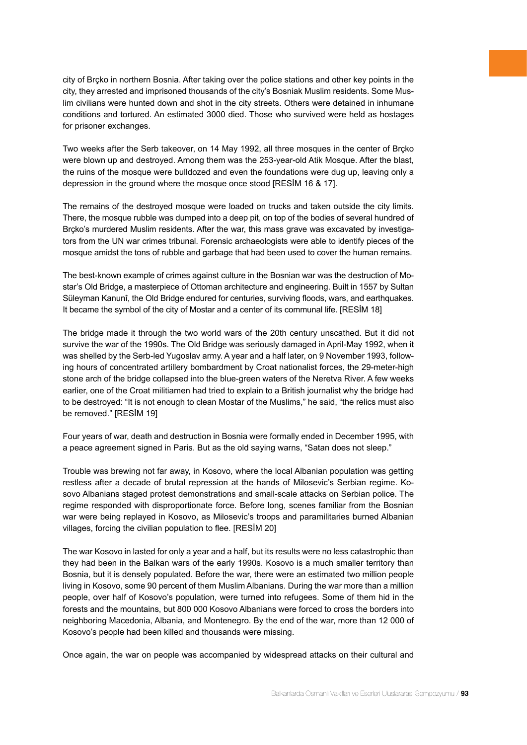city of Brçko in northern Bosnia. After taking over the police stations and other key points in the city, they arrested and imprisoned thousands of the city's Bosniak Muslim residents. Some Muslim civilians were hunted down and shot in the city streets. Others were detained in inhumane conditions and tortured. An estimated 3000 died. Those who survived were held as hostages for prisoner exchanges.

Two weeks after the Serb takeover, on 14 May 1992, all three mosques in the center of Brçko were blown up and destroyed. Among them was the 253-year-old Atik Mosque. After the blast, the ruins of the mosque were bulldozed and even the foundations were dug up, leaving only a depression in the ground where the mosque once stood [RESİM 16 & 17].

The remains of the destroyed mosque were loaded on trucks and taken outside the city limits. There, the mosque rubble was dumped into a deep pit, on top of the bodies of several hundred of Brçko's murdered Muslim residents. After the war, this mass grave was excavated by investigators from the UN war crimes tribunal. Forensic archaeologists were able to identify pieces of the mosque amidst the tons of rubble and garbage that had been used to cover the human remains.

The best-known example of crimes against culture in the Bosnian war was the destruction of Mostar's Old Bridge, a masterpiece of Ottoman architecture and engineering. Built in 1557 by Sultan Süleyman Kanunî, the Old Bridge endured for centuries, surviving floods, wars, and earthquakes. It became the symbol of the city of Mostar and a center of its communal life. [RESİM 18]

The bridge made it through the two world wars of the 20th century unscathed. But it did not survive the war of the 1990s. The Old Bridge was seriously damaged in April-May 1992, when it was shelled by the Serb-led Yugoslav army. A year and a half later, on 9 November 1993, following hours of concentrated artillery bombardment by Croat nationalist forces, the 29-meter-high stone arch of the bridge collapsed into the blue-green waters of the Neretva River. A few weeks earlier, one of the Croat militiamen had tried to explain to a British journalist why the bridge had to be destroyed: "It is not enough to clean Mostar of the Muslims," he said, "the relics must also be removed." [RESİM 19]

Four years of war, death and destruction in Bosnia were formally ended in December 1995, with a peace agreement signed in Paris. But as the old saying warns, "Satan does not sleep."

Trouble was brewing not far away, in Kosovo, where the local Albanian population was getting restless after a decade of brutal repression at the hands of Milosevic's Serbian regime. Kosovo Albanians staged protest demonstrations and small-scale attacks on Serbian police. The regime responded with disproportionate force. Before long, scenes familiar from the Bosnian war were being replayed in Kosovo, as Milosevic's troops and paramilitaries burned Albanian villages, forcing the civilian population to flee. [RESİM 20]

The war Kosovo in lasted for only a year and a half, but its results were no less catastrophic than they had been in the Balkan wars of the early 1990s. Kosovo is a much smaller territory than Bosnia, but it is densely populated. Before the war, there were an estimated two million people living in Kosovo, some 90 percent of them Muslim Albanians. During the war more than a million people, over half of Kosovo's population, were turned into refugees. Some of them hid in the forests and the mountains, but 800 000 Kosovo Albanians were forced to cross the borders into neighboring Macedonia, Albania, and Montenegro. By the end of the war, more than 12 000 of Kosovo's people had been killed and thousands were missing.

Once again, the war on people was accompanied by widespread attacks on their cultural and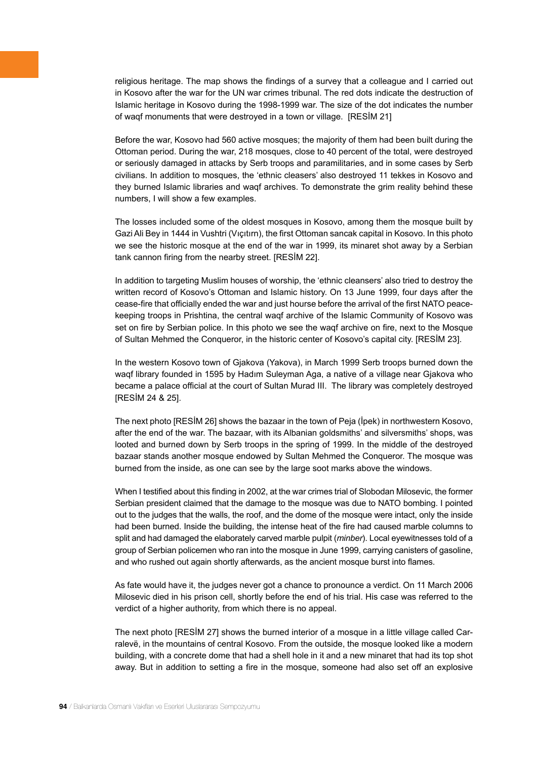religious heritage. The map shows the findings of a survey that a colleague and I carried out in Kosovo after the war for the UN war crimes tribunal. The red dots indicate the destruction of Islamic heritage in Kosovo during the 1998-1999 war. The size of the dot indicates the number of waqf monuments that were destroyed in a town or village. [RESİM 21]

Before the war, Kosovo had 560 active mosques; the majority of them had been built during the Ottoman period. During the war, 218 mosques, close to 40 percent of the total, were destroyed or seriously damaged in attacks by Serb troops and paramilitaries, and in some cases by Serb civilians. In addition to mosques, the 'ethnic cleasers' also destroyed 11 tekkes in Kosovo and they burned Islamic libraries and waqf archives. To demonstrate the grim reality behind these numbers, I will show a few examples.

The losses included some of the oldest mosques in Kosovo, among them the mosque built by Gazi Ali Bey in 1444 in Vushtri (Vıçıtırn), the first Ottoman sancak capital in Kosovo. In this photo we see the historic mosque at the end of the war in 1999, its minaret shot away by a Serbian tank cannon firing from the nearby street. [RESİM 22].

In addition to targeting Muslim houses of worship, the 'ethnic cleansers' also tried to destroy the written record of Kosovo's Ottoman and Islamic history. On 13 June 1999, four days after the cease-fire that officially ended the war and just hourse before the arrival of the first NATO peace-keeping troops in Prishtina, the central waqf archive of the Islamic Community of Kosovo was set on fire by Serbian police. In this photo we see the waqf archive on fire, next to the Mosque of Sultan Mehmed the Conqueror, in the historic center of Kosovo's capital city. [RESİM 23].

In the western Kosovo town of Gjakova (Yakova), in March 1999 Serb troops burned down the waqf library founded in 1595 by Hadım Suleyman Aga, a native of a village near Gjakova who became a palace official at the court of Sultan Murad III. The library was completely destroyed [RESİM 24 & 25].

The next photo [RESİM 26] shows the bazaar in the town of Peja (İpek) in northwestern Kosovo, after the end of the war. The bazaar, with its Albanian goldsmiths' and silversmiths' shops, was looted and burned down by Serb troops in the spring of 1999. In the middle of the destroyed bazaar stands another mosque endowed by Sultan Mehmed the Conqueror. The mosque was burned from the inside, as one can see by the large soot marks above the windows.

When I testified about this finding in 2002, at the war crimes trial of Slobodan Milosevic, the former Serbian president claimed that the damage to the mosque was due to NATO bombing. I pointed out to the judges that the walls, the roof, and the dome of the mosque were intact, only the inside had been burned. Inside the building, the intense heat of the fire had caused marble columns to split and had damaged the elaborately carved marble pulpit (*minber*). Local eyewitnesses told of a group of Serbian policemen who ran into the mosque in June 1999, carrying canisters of gasoline, and who rushed out again shortly afterwards, as the ancient mosque burst into flames.

As fate would have it, the judges never got a chance to pronounce a verdict. On 11 March 2006 Milosevic died in his prison cell, shortly before the end of his trial. His case was referred to the verdict of a higher authority, from which there is no appeal.

The next photo [RESİM 27] shows the burned interior of a mosque in a little village called Carralevë, in the mountains of central Kosovo. From the outside, the mosque looked like a modern building, with a concrete dome that had a shell hole in it and a new minaret that had its top shot away. But in addition to setting a fire in the mosque, someone had also set off an explosive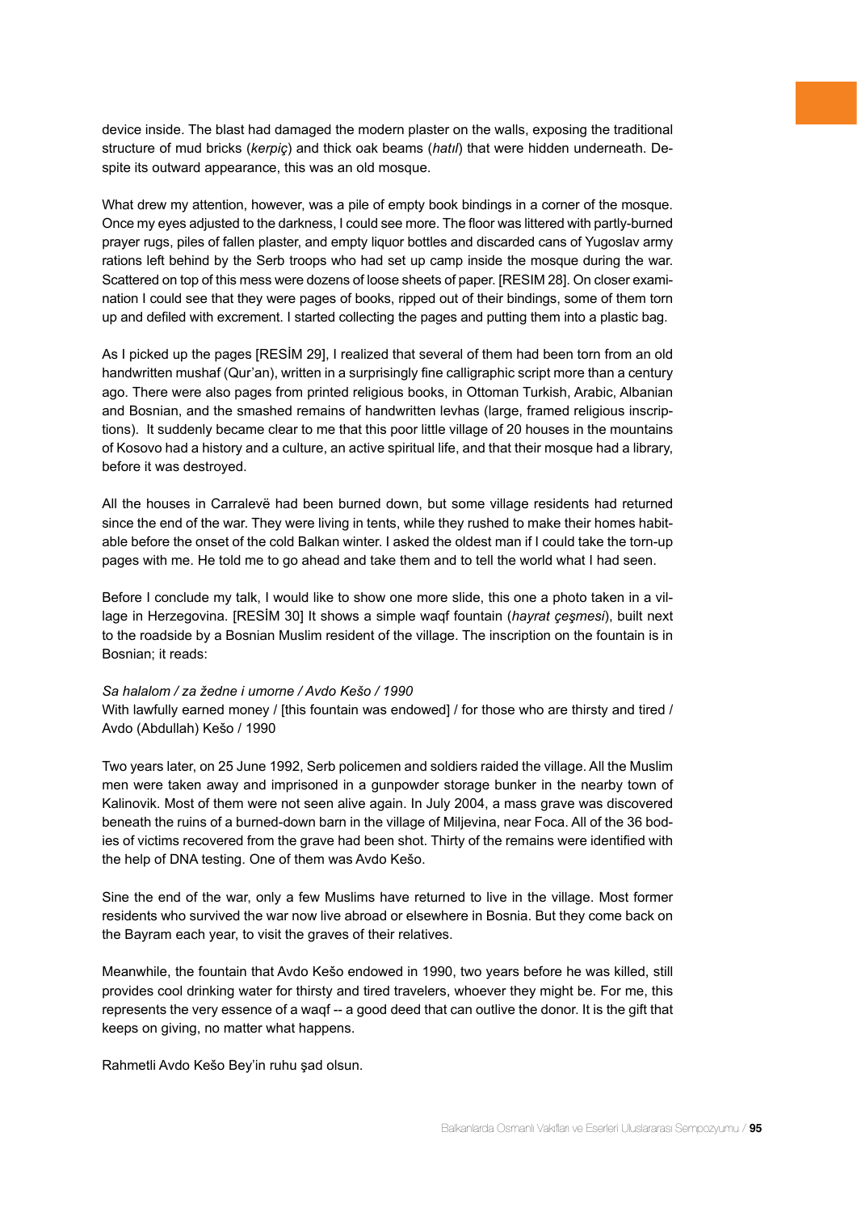device inside. The blast had damaged the modern plaster on the walls, exposing the traditional structure of mud bricks (*kerpiç*) and thick oak beams (*hatıl*) that were hidden underneath. Despite its outward appearance, this was an old mosque.

What drew my attention, however, was a pile of empty book bindings in a corner of the mosque. Once my eyes adjusted to the darkness, I could see more. The floor was littered with partly-burned prayer rugs, piles of fallen plaster, and empty liquor bottles and discarded cans of Yugoslav army rations left behind by the Serb troops who had set up camp inside the mosque during the war. Scattered on top of this mess were dozens of loose sheets of paper. [RESIM 28]. On closer examination I could see that they were pages of books, ripped out of their bindings, some of them torn up and defiled with excrement. I started collecting the pages and putting them into a plastic bag.

As I picked up the pages [RESİM 29], I realized that several of them had been torn from an old handwritten mushaf (Qur'an), written in a surprisingly fine calligraphic script more than a century ago. There were also pages from printed religious books, in Ottoman Turkish, Arabic, Albanian and Bosnian, and the smashed remains of handwritten levhas (large, framed religious inscriptions). It suddenly became clear to me that this poor little village of 20 houses in the mountains of Kosovo had a history and a culture, an active spiritual life, and that their mosque had a library, before it was destroyed.

All the houses in Carralevë had been burned down, but some village residents had returned since the end of the war. They were living in tents, while they rushed to make their homes habitable before the onset of the cold Balkan winter. I asked the oldest man if I could take the torn-up pages with me. He told me to go ahead and take them and to tell the world what I had seen.

Before I conclude my talk, I would like to show one more slide, this one a photo taken in a village in Herzegovina. [RESİM 30] It shows a simple waqf fountain (*hayrat çeşmesi*), built next to the roadside by a Bosnian Muslim resident of the village. The inscription on the fountain is in Bosnian; it reads:

*Sa halalom / za žedne i umorne / Avdo Kešo / 1990*
With lawfully earned money / [this fountain was endowed] / for those who are thirsty and tired / Avdo (Abdullah) Kešo / 1990

Two years later, on 25 June 1992, Serb policemen and soldiers raided the village. All the Muslim men were taken away and imprisoned in a gunpowder storage bunker in the nearby town of Kalinovik. Most of them were not seen alive again. In July 2004, a mass grave was discovered beneath the ruins of a burned-down barn in the village of Miljevina, near Foca. All of the 36 bodies of victims recovered from the grave had been shot. Thirty of the remains were identified with the help of DNA testing. One of them was Avdo Kešo.

Sine the end of the war, only a few Muslims have returned to live in the village. Most former residents who survived the war now live abroad or elsewhere in Bosnia. But they come back on the Bayram each year, to visit the graves of their relatives.

Meanwhile, the fountain that Avdo Kešo endowed in 1990, two years before he was killed, still provides cool drinking water for thirsty and tired travelers, whoever they might be. For me, this represents the very essence of a waqf -- a good deed that can outlive the donor. It is the gift that keeps on giving, no matter what happens.

Rahmetli Avdo Kešo Bey'in ruhu şad olsun.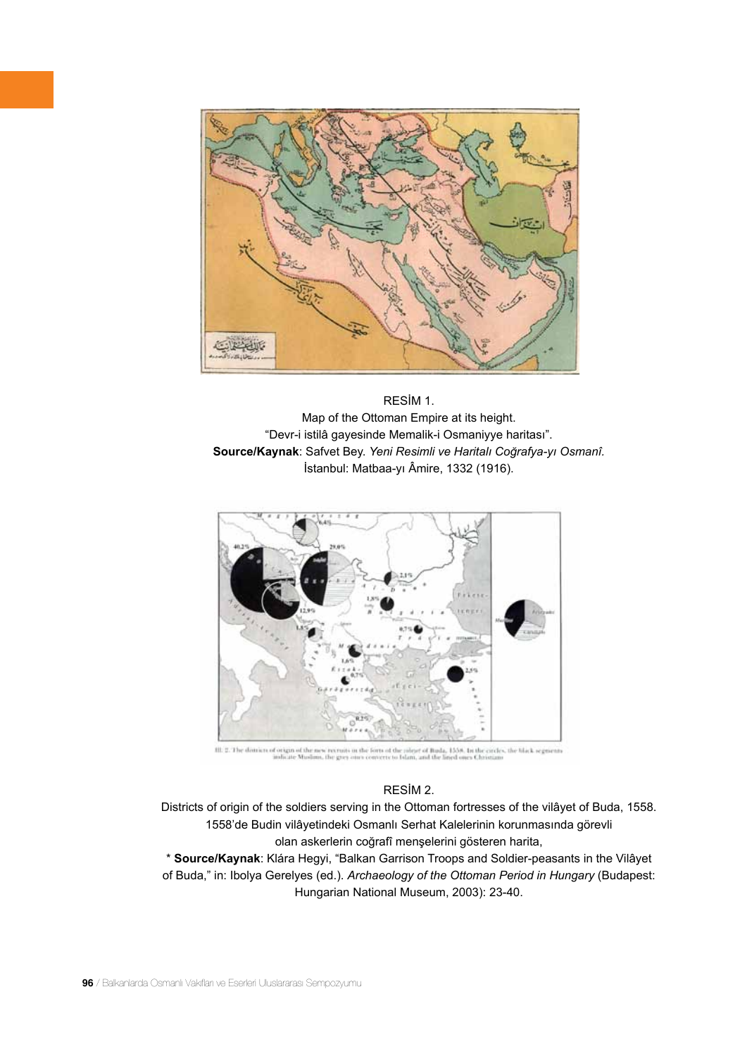RESİM 1.
Map of the Ottoman Empire at its height.
"Devr-i istilâ gayesinde Memalik-i Osmaniyye haritası".
**Source/Kaynak**: Safvet Bey. *Yeni Resimli ve Haritalı Coğrafya-yı Osmanî.* İstanbul: Matbaa-yı Âmire, 1332 (1916).

Ill. 2. The districts of origin of the new recruits in the forts of the vilâyet of Buda, 1558. In the circles, the black segments indicate Muslims, the grey ones converts to Islam, and the lined ones Christians

RESİM 2.
Districts of origin of the soldiers serving in the Ottoman fortresses of the vilâyet of Buda, 1558.
1558'de Budin vilâyetindeki Osmanlı Serhat Kalelerinin korunmasında görevli olan askerlerin coğrafî menşelerini gösteren harita,
* **Source/Kaynak**: Klára Hegyi, "Balkan Garrison Troops and Soldier-peasants in the Vilâyet of Buda," in: Ibolya Gerelyes (ed.). *Archaeology of the Ottoman Period in Hungary* (Budapest: Hungarian National Museum, 2003): 23-40.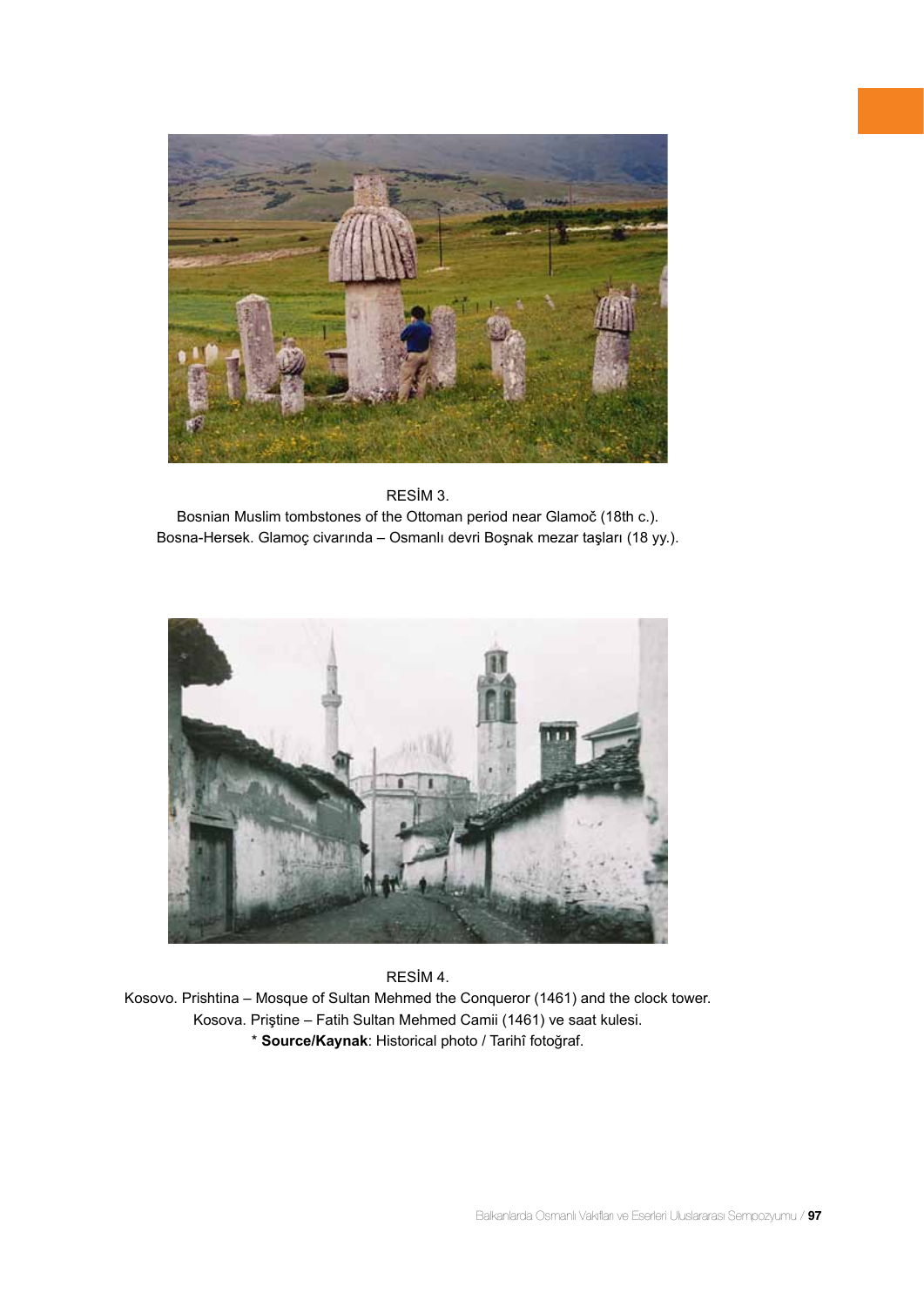RESİM 3.
Bosnian Muslim tombstones of the Ottoman period near Glamoč (18th c.).
Bosna-Hersek. Glamoç civarında – Osmanlı devri Boşnak mezar taşları (18 yy.).

RESİM 4.
Kosovo. Prishtina – Mosque of Sultan Mehmed the Conqueror (1461) and the clock tower.
Kosova. Priştine – Fatih Sultan Mehmed Camii (1461) ve saat kulesi.
* **Source/Kaynak**: Historical photo / Tarihî fotoğraf.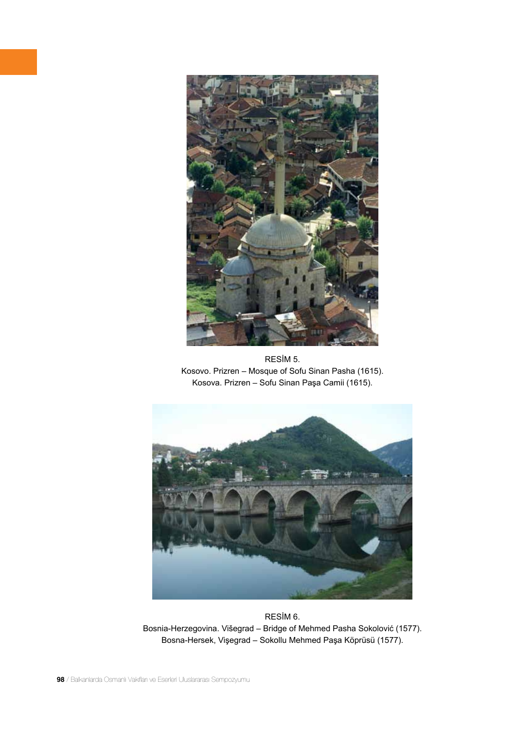RESİM 5.
Kosovo. Prizren – Mosque of Sofu Sinan Pasha (1615).
Kosova. Prizren – Sofu Sinan Paşa Camii (1615).

RESİM 6.
Bosnia-Herzegovina. Višegrad – Bridge of Mehmed Pasha Sokolović (1577).
Bosna-Hersek, Vişegrad – Sokollu Mehmed Paşa Köprüsü (1577).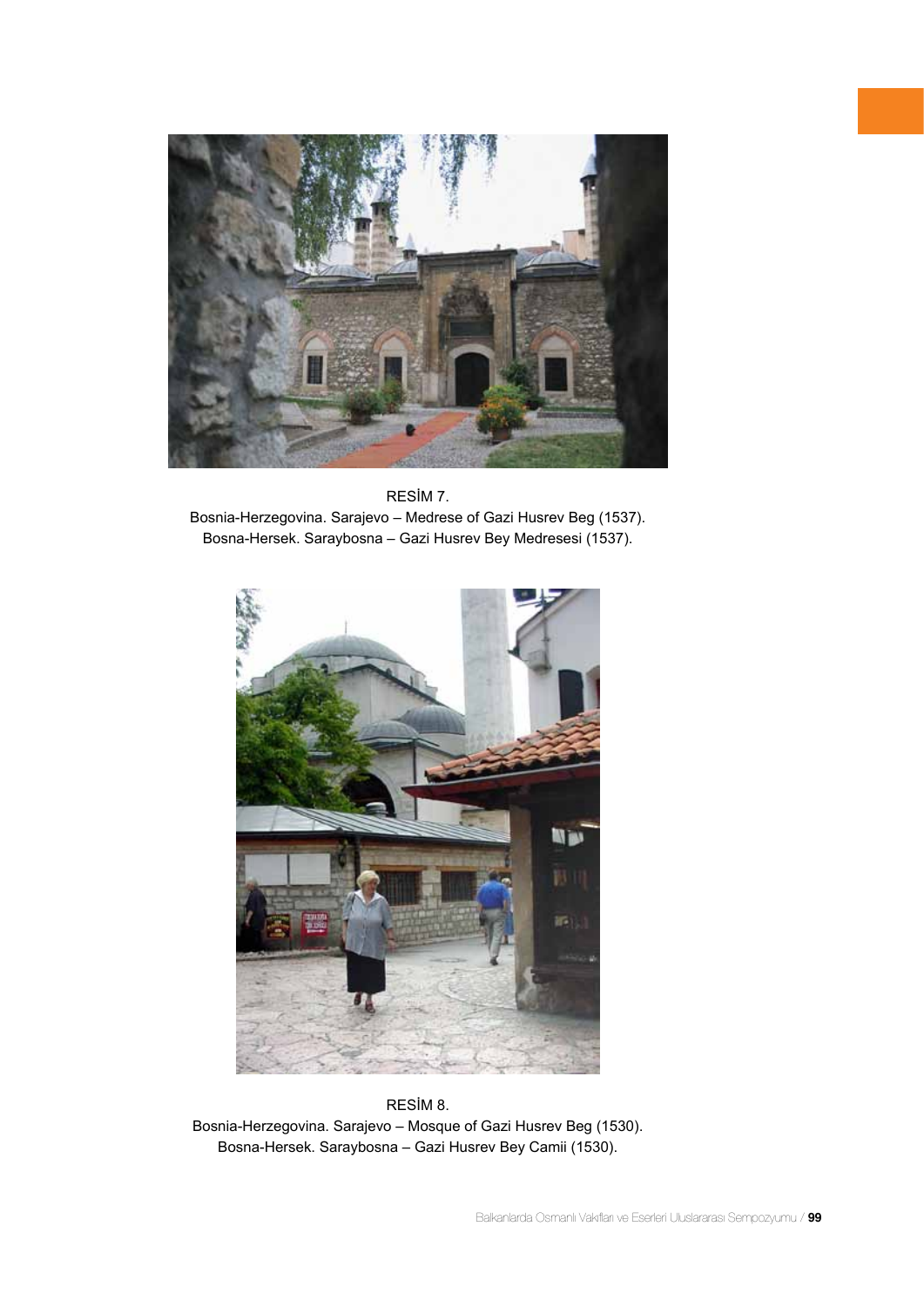RESİM 7.
Bosnia-Herzegovina. Sarajevo – Medrese of Gazi Husrev Beg (1537).
Bosna-Hersek. Saraybosna – Gazi Husrev Bey Medresesi (1537).

RESİM 8.
Bosnia-Herzegovina. Sarajevo – Mosque of Gazi Husrev Beg (1530).
Bosna-Hersek. Saraybosna – Gazi Husrev Bey Camii (1530).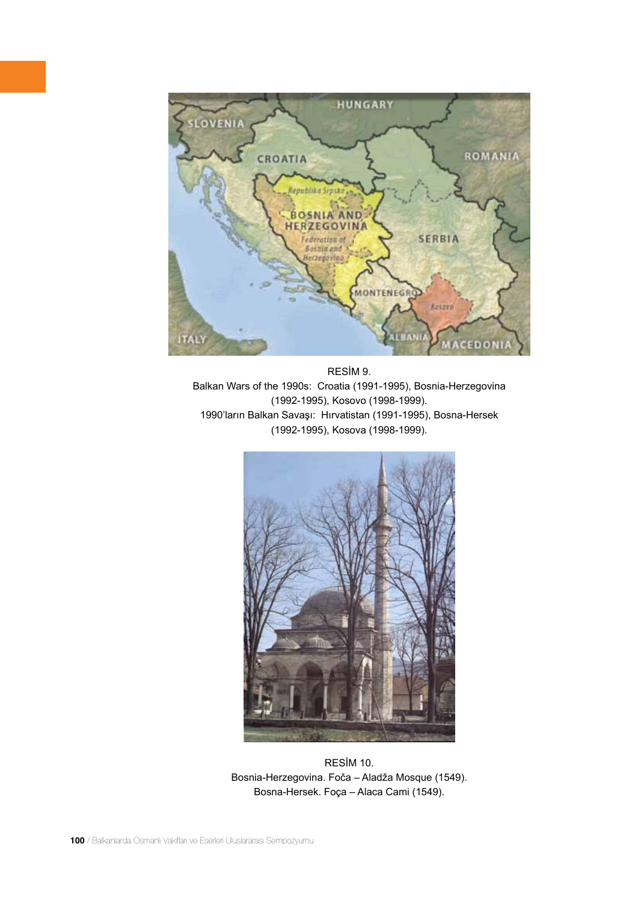RESİM 9.
Balkan Wars of the 1990s: Croatia (1991-1995), Bosnia-Herzegovina (1992-1995), Kosovo (1998-1999).
1990'ların Balkan Savaşı: Hırvatistan (1991-1995), Bosna-Hersek (1992-1995), Kosova (1998-1999).

RESİM 10.
Bosnia-Herzegovina. Foča – Aladža Mosque (1549).
Bosna-Hersek. Foça – Alaca Cami (1549).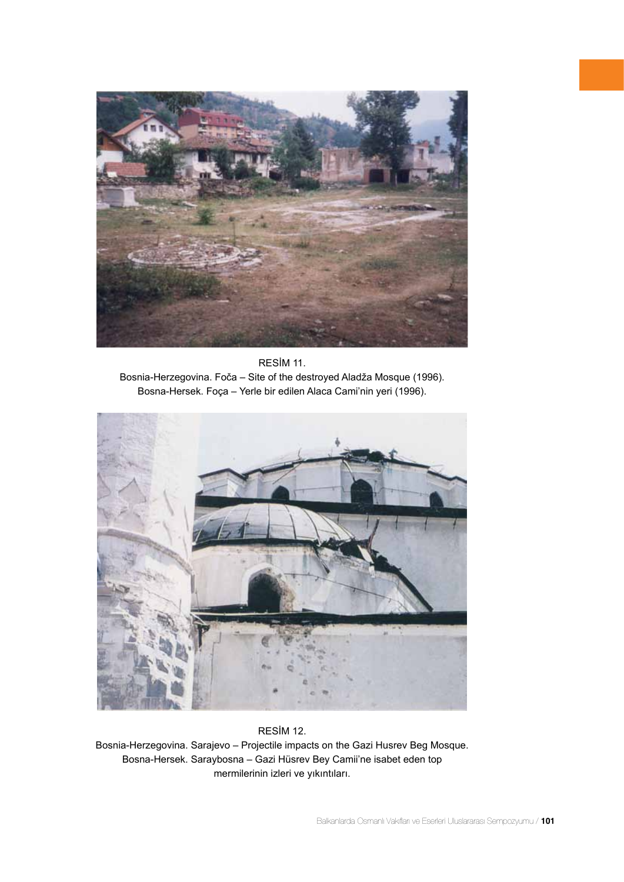RESİM 11.
Bosnia-Herzegovina. Foča – Site of the destroyed Aladža Mosque (1996).
Bosna-Hersek. Foça – Yerle bir edilen Alaca Cami'nin yeri (1996).

RESİM 12.
Bosnia-Herzegovina. Sarajevo – Projectile impacts on the Gazi Husrev Beg Mosque.
Bosna-Hersek. Saraybosna – Gazi Hüsrev Bey Camii'ne isabet eden top mermilerinin izleri ve yıkıntıları.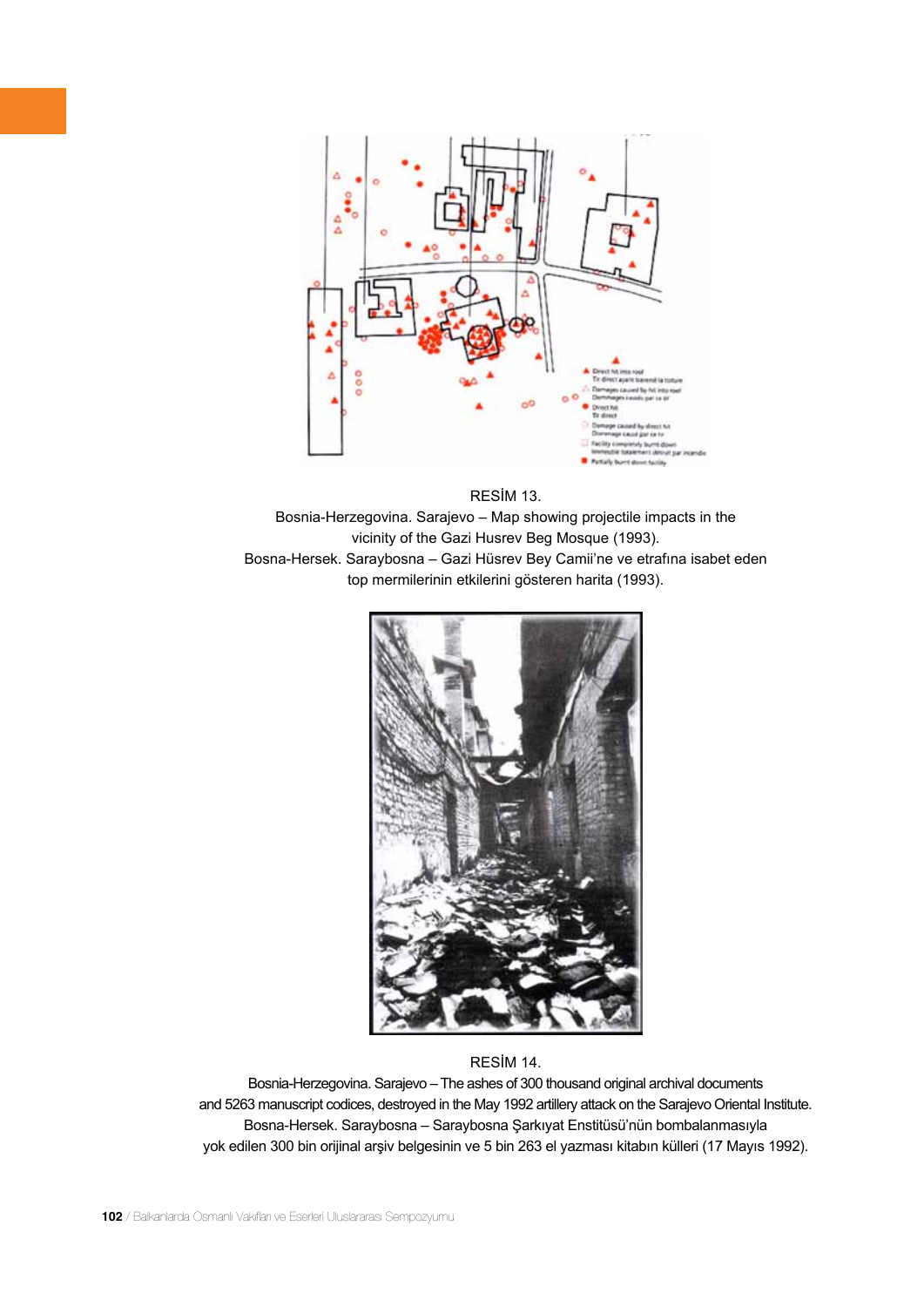RESİM 13.

Bosnia-Herzegovina. Sarajevo – Map showing projectile impacts in the vicinity of the Gazi Husrev Beg Mosque (1993).

Bosna-Hersek. Saraybosna – Gazi Hüsrev Bey Camii'ne ve etrafına isabet eden top mermilerinin etkilerini gösteren harita (1993).

RESİM 14.

Bosnia-Herzegovina. Sarajevo – The ashes of 300 thousand original archival documents and 5263 manuscript codices, destroyed in the May 1992 artillery attack on the Sarajevo Oriental Institute.

Bosna-Hersek. Saraybosna – Saraybosna Şarkıyat Enstitüsü'nün bombalanmasıyla yok edilen 300 bin orijinal arşiv belgesinin ve 5 bin 263 el yazması kitabın külleri (17 Mayıs 1992).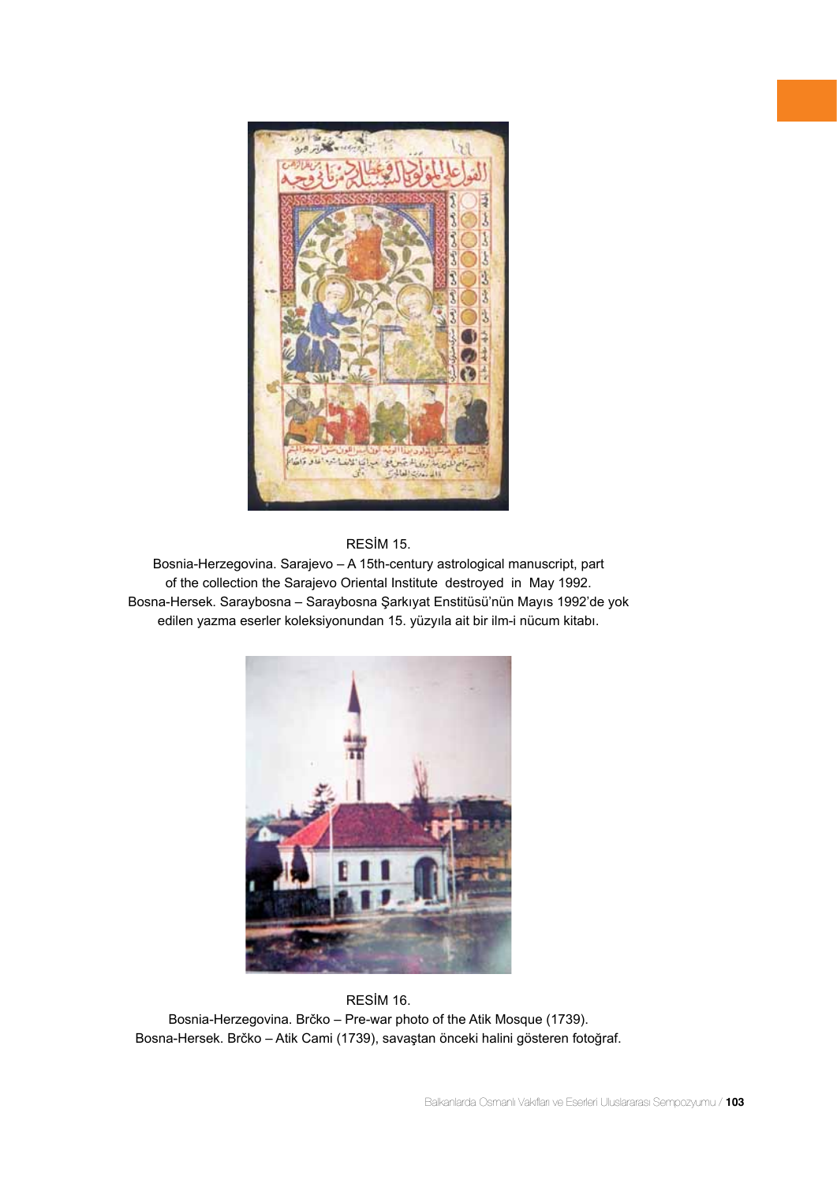RESİM 15.

Bosnia-Herzegovina. Sarajevo – A 15th-century astrological manuscript, part of the collection the Sarajevo Oriental Institute destroyed in May 1992.
Bosna-Hersek. Saraybosna – Saraybosna Şarkıyat Enstitüsü'nün Mayıs 1992'de yok edilen yazma eserler koleksiyonundan 15. yüzyıla ait bir ilm-i nücum kitabı.

RESİM 16.

Bosnia-Herzegovina. Brčko – Pre-war photo of the Atik Mosque (1739).
Bosna-Hersek. Brčko – Atik Cami (1739), savaştan önceki halini gösteren fotoğraf.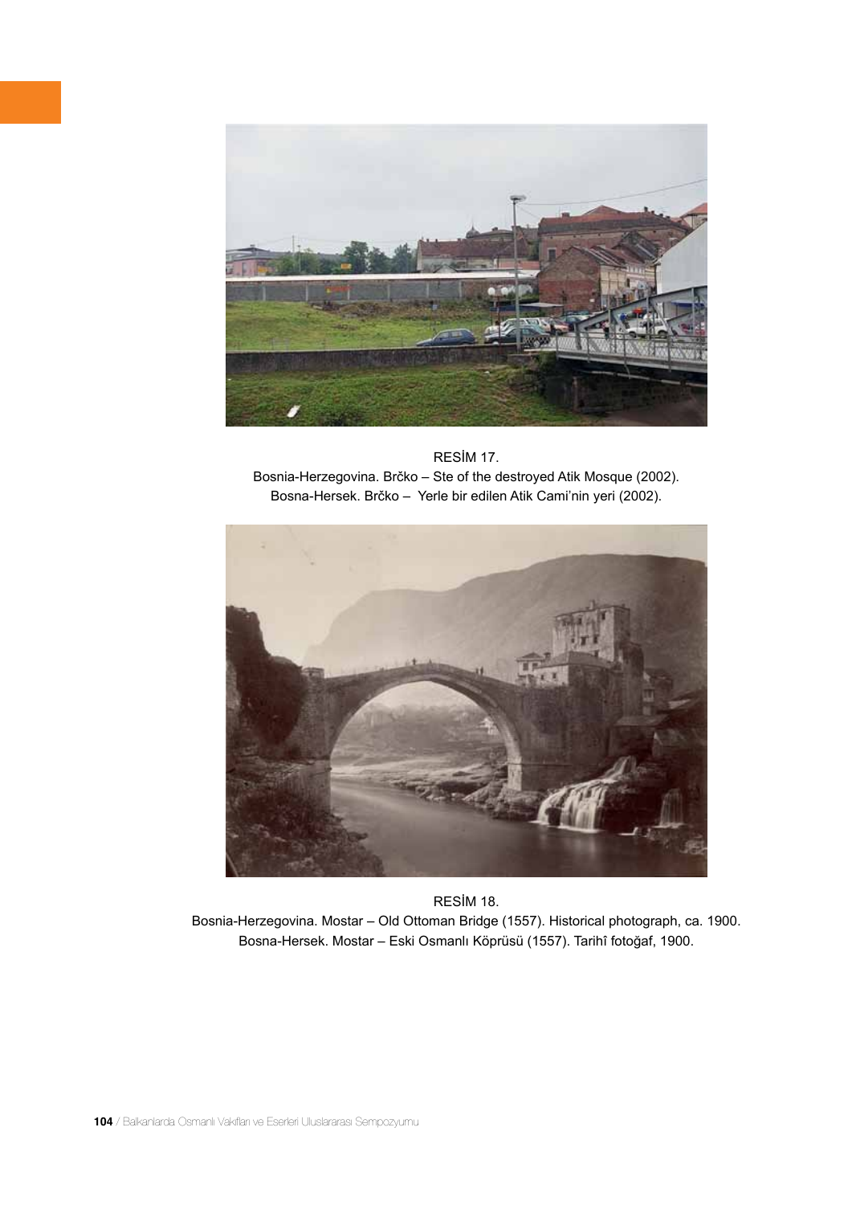RESİM 17.

Bosnia-Herzegovina. Brčko – Ste of the destroyed Atik Mosque (2002).

Bosna-Hersek. Brčko – Yerle bir edilen Atik Cami'nin yeri (2002).

RESİM 18.

Bosnia-Herzegovina. Mostar – Old Ottoman Bridge (1557). Historical photograph, ca. 1900.

Bosna-Hersek. Mostar – Eski Osmanlı Köprüsü (1557). Tarihî fotoğaf, 1900.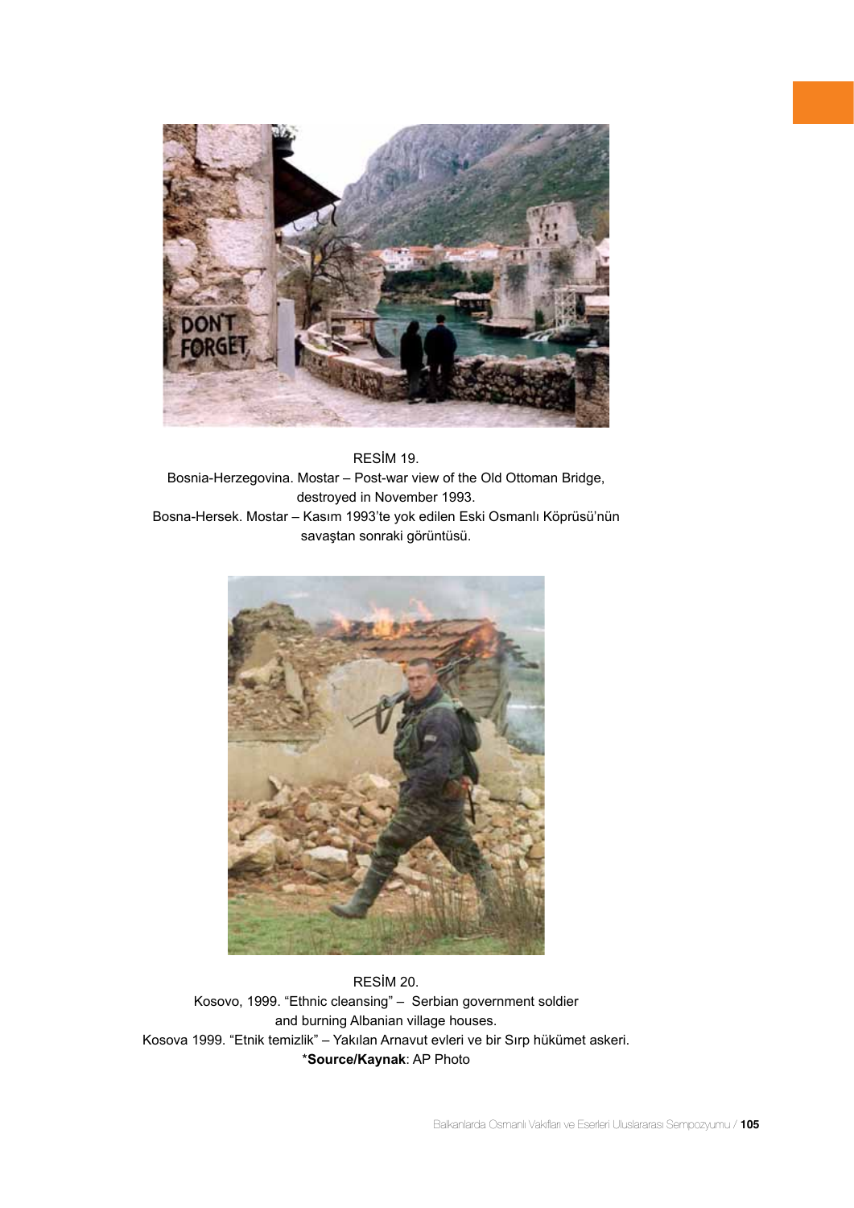RESİM 19.
Bosnia-Herzegovina. Mostar – Post-war view of the Old Ottoman Bridge, destroyed in November 1993.
Bosna-Hersek. Mostar – Kasım 1993'te yok edilen Eski Osmanlı Köprüsü'nün savaştan sonraki görüntüsü.

RESİM 20.
Kosovo, 1999. "Ethnic cleansing" – Serbian government soldier and burning Albanian village houses.
Kosova 1999. "Etnik temizlik" – Yakılan Arnavut evleri ve bir Sırp hükümet askeri.
*​**Source/Kaynak**: AP Photo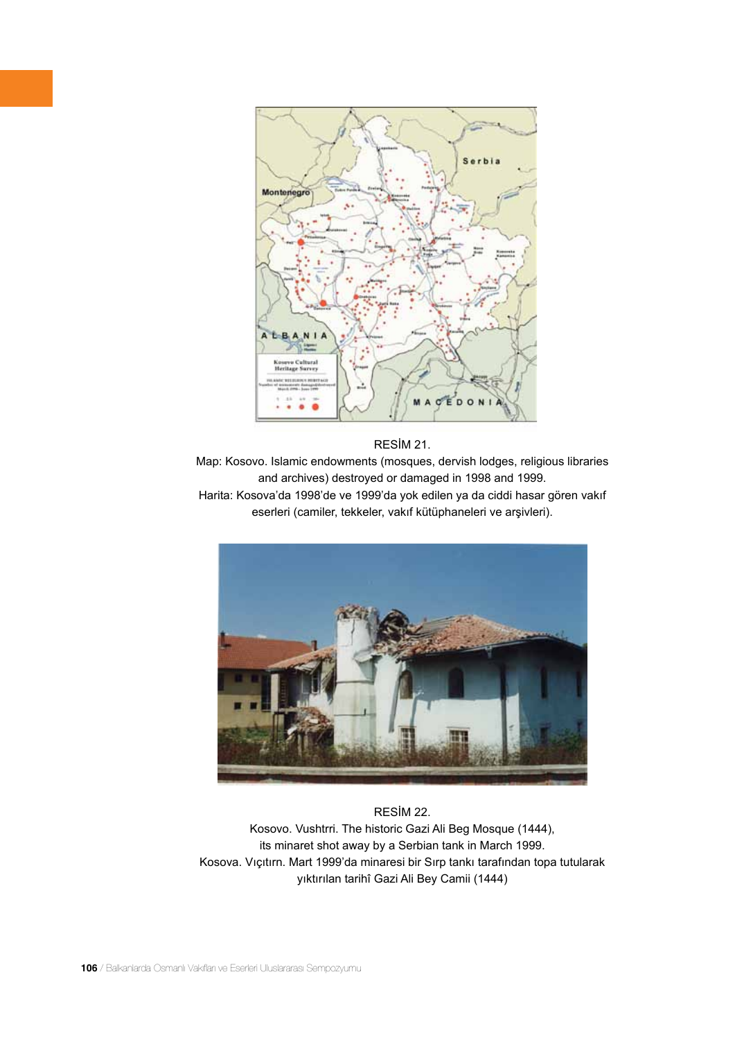RESİM 21.

Map: Kosovo. Islamic endowments (mosques, dervish lodges, religious libraries and archives) destroyed or damaged in 1998 and 1999.

Harita: Kosova'da 1998'de ve 1999'da yok edilen ya da ciddi hasar gören vakıf eserleri (camiler, tekkeler, vakıf kütüphaneleri ve arşivleri).

RESİM 22.

Kosovo. Vushtrri. The historic Gazi Ali Beg Mosque (1444), its minaret shot away by a Serbian tank in March 1999.

Kosova. Vıçıtırn. Mart 1999'da minaresi bir Sırp tankı tarafından topa tutularak yıktırılan tarihî Gazi Ali Bey Camii (1444)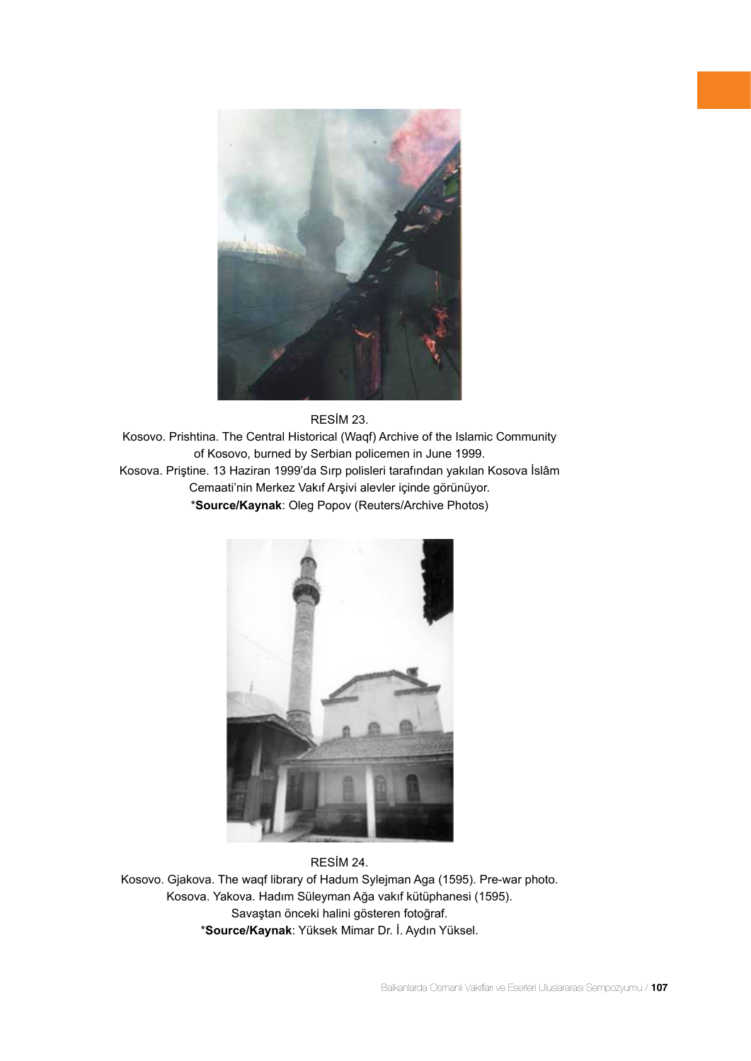RESİM 23.

Kosovo. Prishtina. The Central Historical (Waqf) Archive of the Islamic Community of Kosovo, burned by Serbian policemen in June 1999.

Kosova. Priştine. 13 Haziran 1999'da Sırp polisleri tarafından yakılan Kosova İslâm Cemaati'nin Merkez Vakıf Arşivi alevler içinde görünüyor.

*Source/Kaynak: Oleg Popov (Reuters/Archive Photos)

RESİM 24.

Kosovo. Gjakova. The waqf library of Hadum Sylejman Aga (1595). Pre-war photo.

Kosova. Yakova. Hadım Süleyman Ağa vakıf kütüphanesi (1595).

Savaştan önceki halini gösteren fotoğraf.

*Source/Kaynak: Yüksek Mimar Dr. İ. Aydın Yüksel.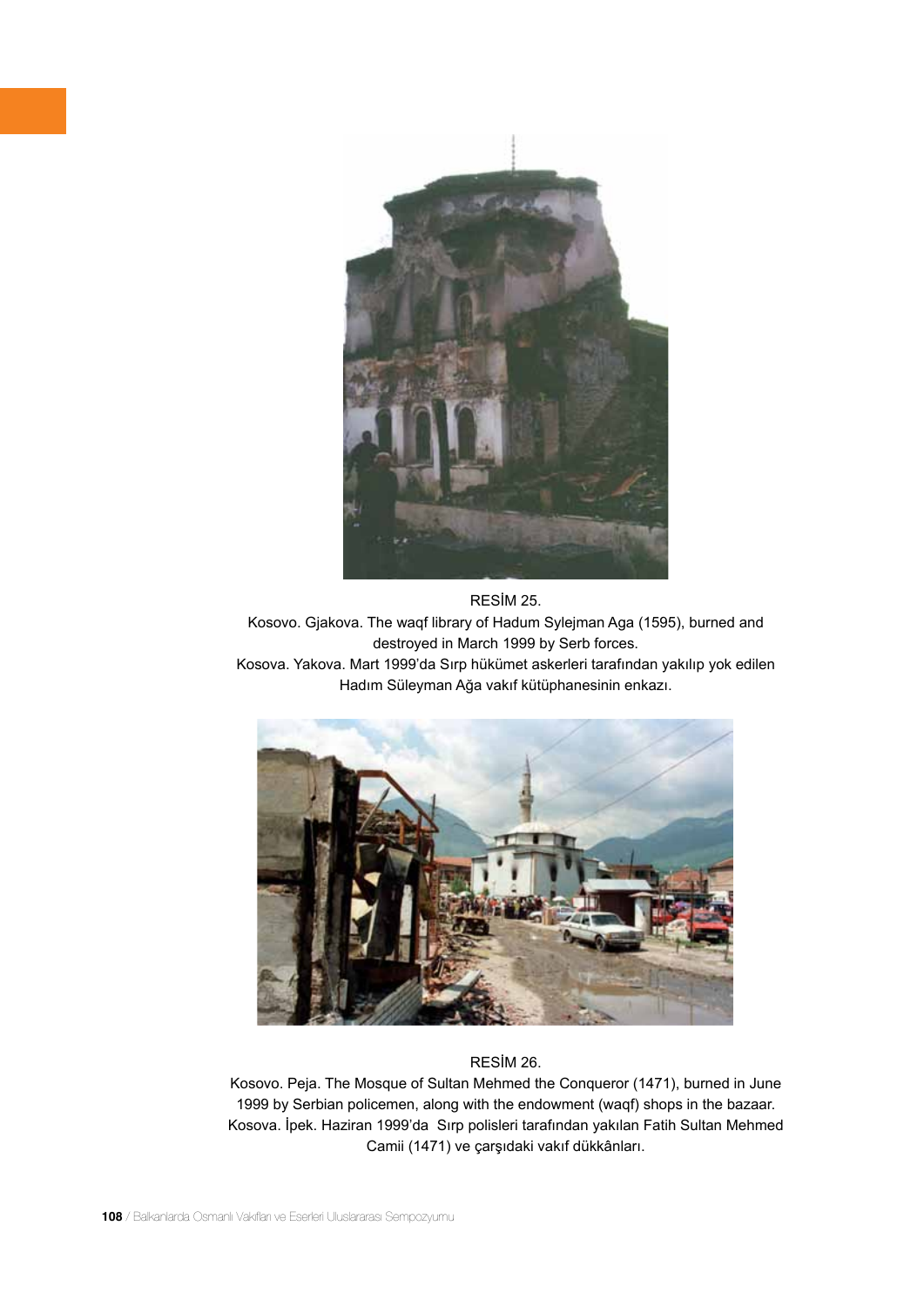RESİM 25.

Kosovo. Gjakova. The waqf library of Hadum Sylejman Aga (1595), burned and destroyed in March 1999 by Serb forces.

Kosova. Yakova. Mart 1999'da Sırp hükümet askerleri tarafından yakılıp yok edilen Hadım Süleyman Ağa vakıf kütüphanesinin enkazı.

RESİM 26.

Kosovo. Peja. The Mosque of Sultan Mehmed the Conqueror (1471), burned in June 1999 by Serbian policemen, along with the endowment (waqf) shops in the bazaar.

Kosova. İpek. Haziran 1999'da Sırp polisleri tarafından yakılan Fatih Sultan Mehmed Camii (1471) ve çarşıdaki vakıf dükkânları.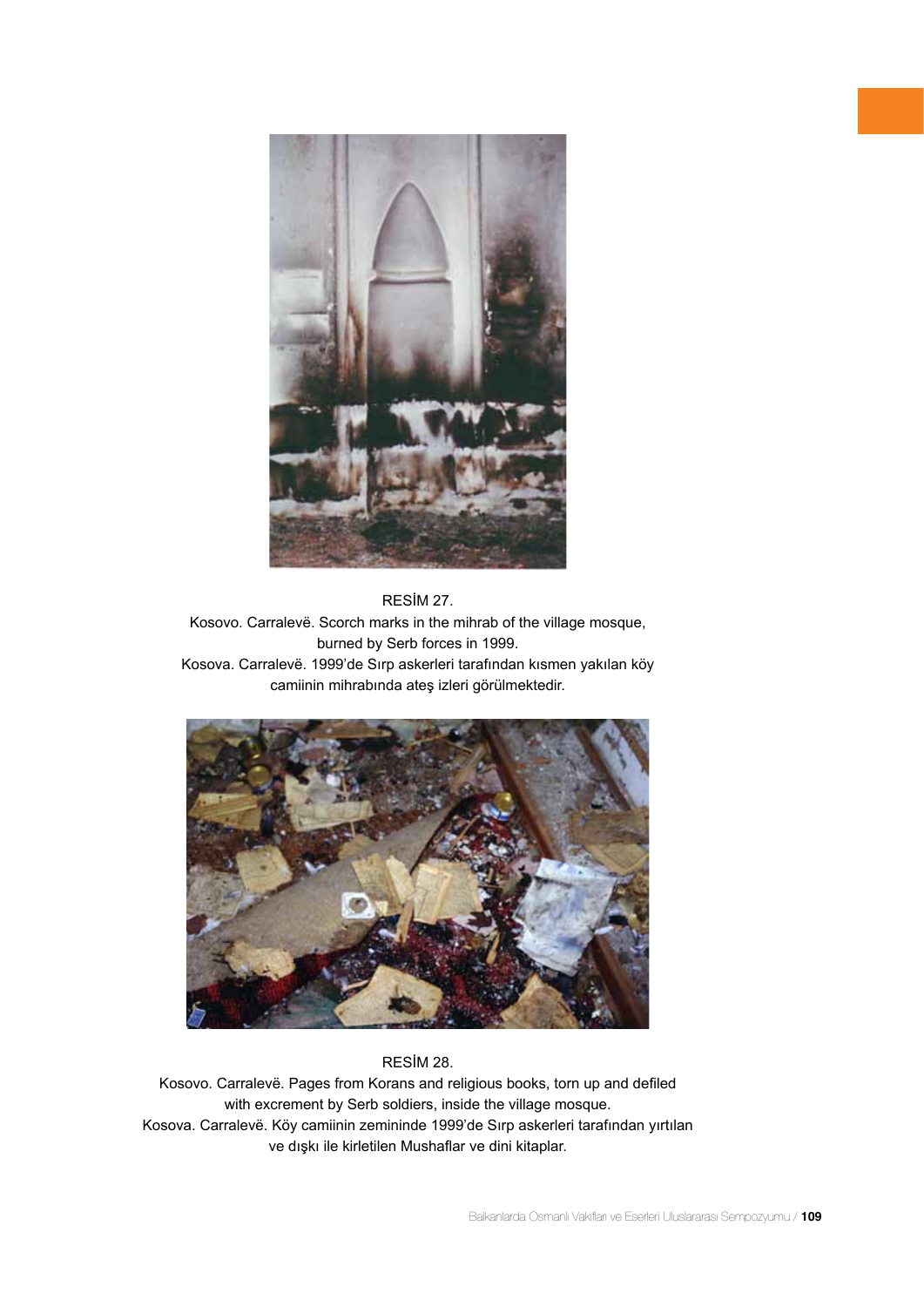RESİM 27.
Kosovo. Carralevë. Scorch marks in the mihrab of the village mosque, burned by Serb forces in 1999.
Kosova. Carralevë. 1999'de Sırp askerleri tarafından kısmen yakılan köy camiinin mihrabında ateş izleri görülmektedir.

RESİM 28.
Kosovo. Carralevë. Pages from Korans and religious books, torn up and defiled with excrement by Serb soldiers, inside the village mosque.
Kosova. Carralevë. Köy camiinin zemininde 1999'de Sırp askerleri tarafından yırtılan ve dışkı ile kirletilen Mushaflar ve dini kitaplar.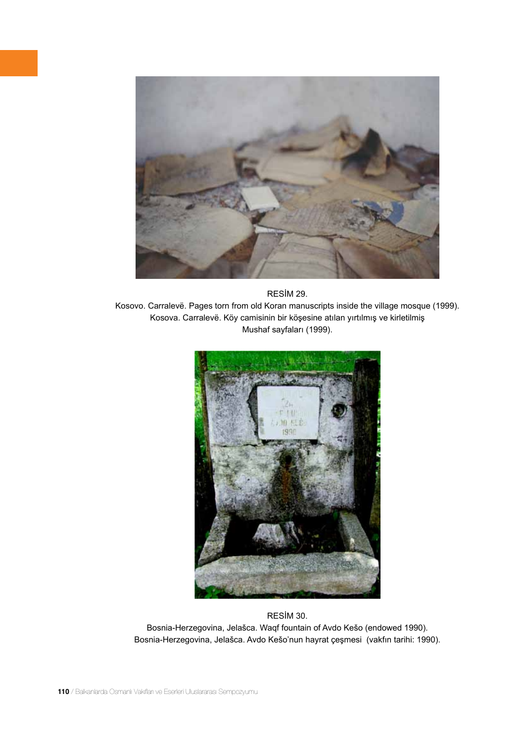RESİM 29.

Kosovo. Carralevë. Pages torn from old Koran manuscripts inside the village mosque (1999).
Kosova. Carralevë. Köy camisinin bir köşesine atılan yırtılmış ve kirletilmiş Mushaf sayfaları (1999).

RESİM 30.

Bosnia-Herzegovina, Jelašca. Waqf fountain of Avdo Kešo (endowed 1990).
Bosnia-Herzegovina, Jelašca. Avdo Kešo'nun hayrat çeşmesi (vakfın tarihi: 1990).